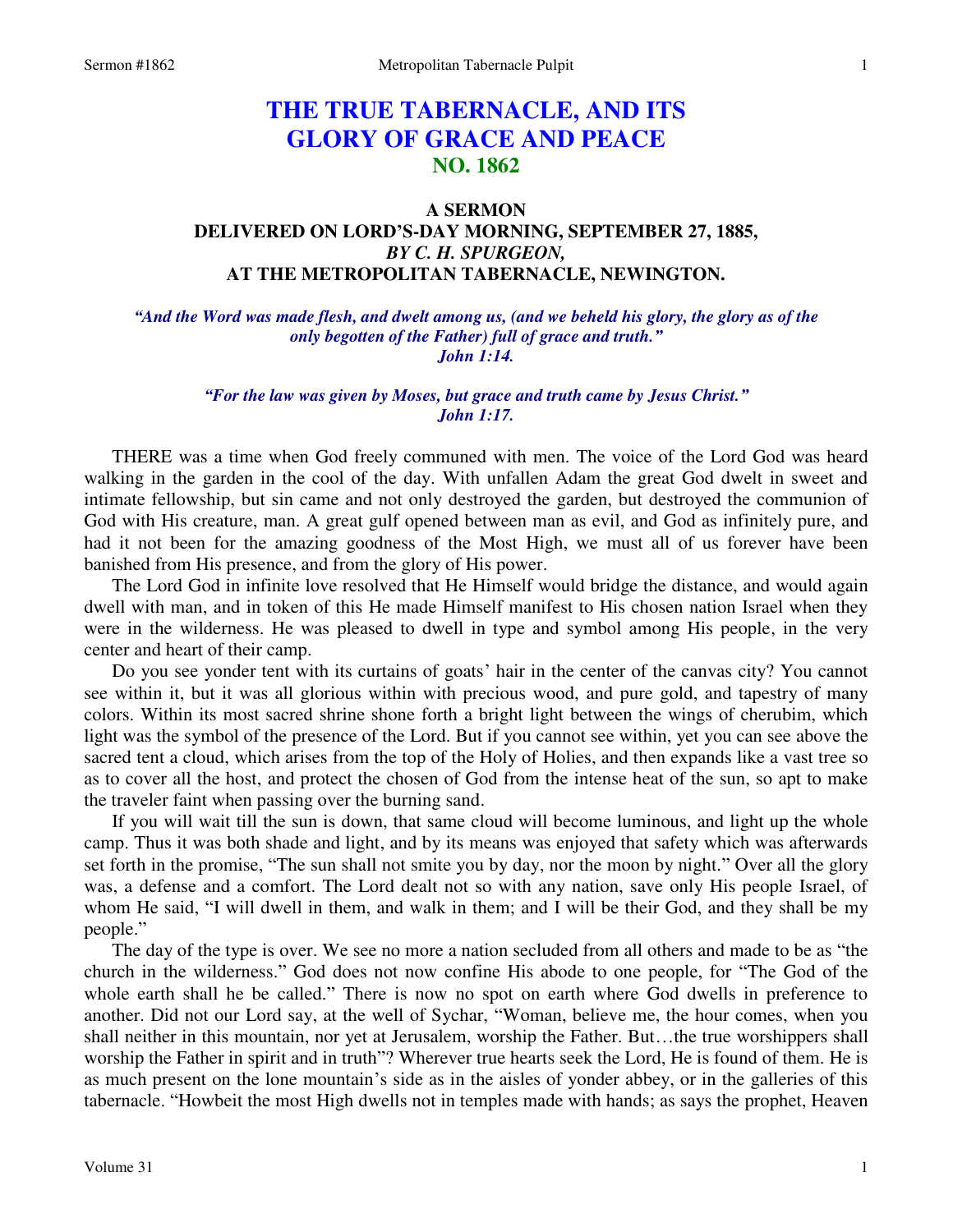# THE TRUE TABERNACLE, AND ITS GLORY OF GRACE AND PEACE
## NO. 1862

### A SERMON
### DELIVERED ON LORD'S-DAY MORNING, SEPTEMBER 27, 1885,
### *BY C. H. SPURGEON,*
### AT THE METROPOLITAN TABERNACLE, NEWINGTON.

*"And the Word was made flesh, and dwelt among us, (and we beheld his glory, the glory as of the only begotten of the Father) full of grace and truth."*
*John 1:14.*

*"For the law was given by Moses, but grace and truth came by Jesus Christ."*
*John 1:17.*

THERE was a time when God freely communed with men. The voice of the Lord God was heard walking in the garden in the cool of the day. With unfallen Adam the great God dwelt in sweet and intimate fellowship, but sin came and not only destroyed the garden, but destroyed the communion of God with His creature, man. A great gulf opened between man as evil, and God as infinitely pure, and had it not been for the amazing goodness of the Most High, we must all of us forever have been banished from His presence, and from the glory of His power.

The Lord God in infinite love resolved that He Himself would bridge the distance, and would again dwell with man, and in token of this He made Himself manifest to His chosen nation Israel when they were in the wilderness. He was pleased to dwell in type and symbol among His people, in the very center and heart of their camp.

Do you see yonder tent with its curtains of goats' hair in the center of the canvas city? You cannot see within it, but it was all glorious within with precious wood, and pure gold, and tapestry of many colors. Within its most sacred shrine shone forth a bright light between the wings of cherubim, which light was the symbol of the presence of the Lord. But if you cannot see within, yet you can see above the sacred tent a cloud, which arises from the top of the Holy of Holies, and then expands like a vast tree so as to cover all the host, and protect the chosen of God from the intense heat of the sun, so apt to make the traveler faint when passing over the burning sand.

If you will wait till the sun is down, that same cloud will become luminous, and light up the whole camp. Thus it was both shade and light, and by its means was enjoyed that safety which was afterwards set forth in the promise, "The sun shall not smite you by day, nor the moon by night." Over all the glory was, a defense and a comfort. The Lord dealt not so with any nation, save only His people Israel, of whom He said, "I will dwell in them, and walk in them; and I will be their God, and they shall be my people."

The day of the type is over. We see no more a nation secluded from all others and made to be as "the church in the wilderness." God does not now confine His abode to one people, for "The God of the whole earth shall he be called." There is now no spot on earth where God dwells in preference to another. Did not our Lord say, at the well of Sychar, "Woman, believe me, the hour comes, when you shall neither in this mountain, nor yet at Jerusalem, worship the Father. But…the true worshippers shall worship the Father in spirit and in truth"? Wherever true hearts seek the Lord, He is found of them. He is as much present on the lone mountain's side as in the aisles of yonder abbey, or in the galleries of this tabernacle. "Howbeit the most High dwells not in temples made with hands; as says the prophet, Heaven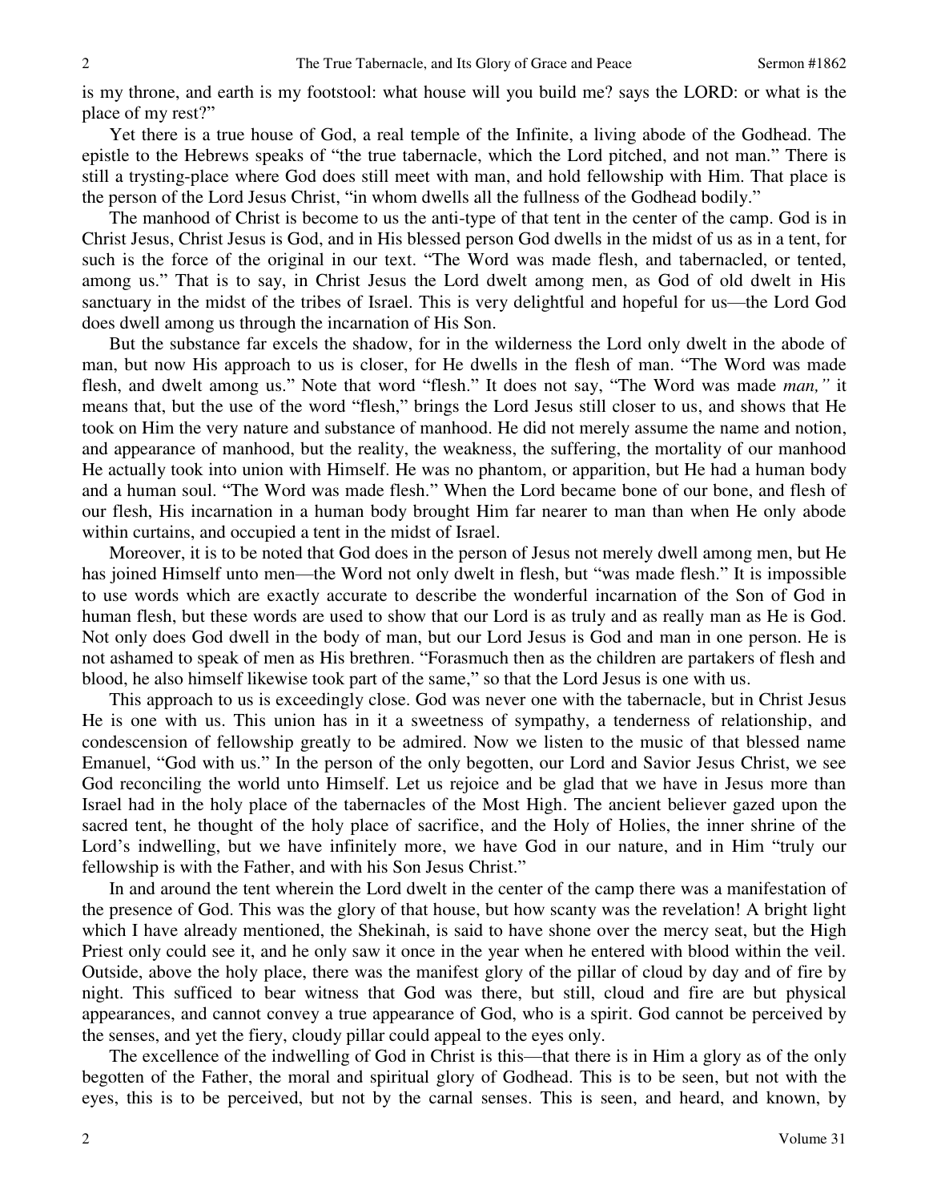is my throne, and earth is my footstool: what house will you build me? says the LORD: or what is the place of my rest?"

Yet there is a true house of God, a real temple of the Infinite, a living abode of the Godhead. The epistle to the Hebrews speaks of "the true tabernacle, which the Lord pitched, and not man." There is still a trysting-place where God does still meet with man, and hold fellowship with Him. That place is the person of the Lord Jesus Christ, "in whom dwells all the fullness of the Godhead bodily."

The manhood of Christ is become to us the anti-type of that tent in the center of the camp. God is in Christ Jesus, Christ Jesus is God, and in His blessed person God dwells in the midst of us as in a tent, for such is the force of the original in our text. "The Word was made flesh, and tabernacled, or tented, among us." That is to say, in Christ Jesus the Lord dwelt among men, as God of old dwelt in His sanctuary in the midst of the tribes of Israel. This is very delightful and hopeful for us—the Lord God does dwell among us through the incarnation of His Son.

But the substance far excels the shadow, for in the wilderness the Lord only dwelt in the abode of man, but now His approach to us is closer, for He dwells in the flesh of man. "The Word was made flesh, and dwelt among us." Note that word "flesh." It does not say, "The Word was made *man,"* it means that, but the use of the word "flesh," brings the Lord Jesus still closer to us, and shows that He took on Him the very nature and substance of manhood. He did not merely assume the name and notion, and appearance of manhood, but the reality, the weakness, the suffering, the mortality of our manhood He actually took into union with Himself. He was no phantom, or apparition, but He had a human body and a human soul. "The Word was made flesh." When the Lord became bone of our bone, and flesh of our flesh, His incarnation in a human body brought Him far nearer to man than when He only abode within curtains, and occupied a tent in the midst of Israel.

Moreover, it is to be noted that God does in the person of Jesus not merely dwell among men, but He has joined Himself unto men—the Word not only dwelt in flesh, but "was made flesh." It is impossible to use words which are exactly accurate to describe the wonderful incarnation of the Son of God in human flesh, but these words are used to show that our Lord is as truly and as really man as He is God. Not only does God dwell in the body of man, but our Lord Jesus is God and man in one person. He is not ashamed to speak of men as His brethren. "Forasmuch then as the children are partakers of flesh and blood, he also himself likewise took part of the same," so that the Lord Jesus is one with us.

This approach to us is exceedingly close. God was never one with the tabernacle, but in Christ Jesus He is one with us. This union has in it a sweetness of sympathy, a tenderness of relationship, and condescension of fellowship greatly to be admired. Now we listen to the music of that blessed name Emanuel, "God with us." In the person of the only begotten, our Lord and Savior Jesus Christ, we see God reconciling the world unto Himself. Let us rejoice and be glad that we have in Jesus more than Israel had in the holy place of the tabernacles of the Most High. The ancient believer gazed upon the sacred tent, he thought of the holy place of sacrifice, and the Holy of Holies, the inner shrine of the Lord's indwelling, but we have infinitely more, we have God in our nature, and in Him "truly our fellowship is with the Father, and with his Son Jesus Christ."

In and around the tent wherein the Lord dwelt in the center of the camp there was a manifestation of the presence of God. This was the glory of that house, but how scanty was the revelation! A bright light which I have already mentioned, the Shekinah, is said to have shone over the mercy seat, but the High Priest only could see it, and he only saw it once in the year when he entered with blood within the veil. Outside, above the holy place, there was the manifest glory of the pillar of cloud by day and of fire by night. This sufficed to bear witness that God was there, but still, cloud and fire are but physical appearances, and cannot convey a true appearance of God, who is a spirit. God cannot be perceived by the senses, and yet the fiery, cloudy pillar could appeal to the eyes only.

The excellence of the indwelling of God in Christ is this—that there is in Him a glory as of the only begotten of the Father, the moral and spiritual glory of Godhead. This is to be seen, but not with the eyes, this is to be perceived, but not by the carnal senses. This is seen, and heard, and known, by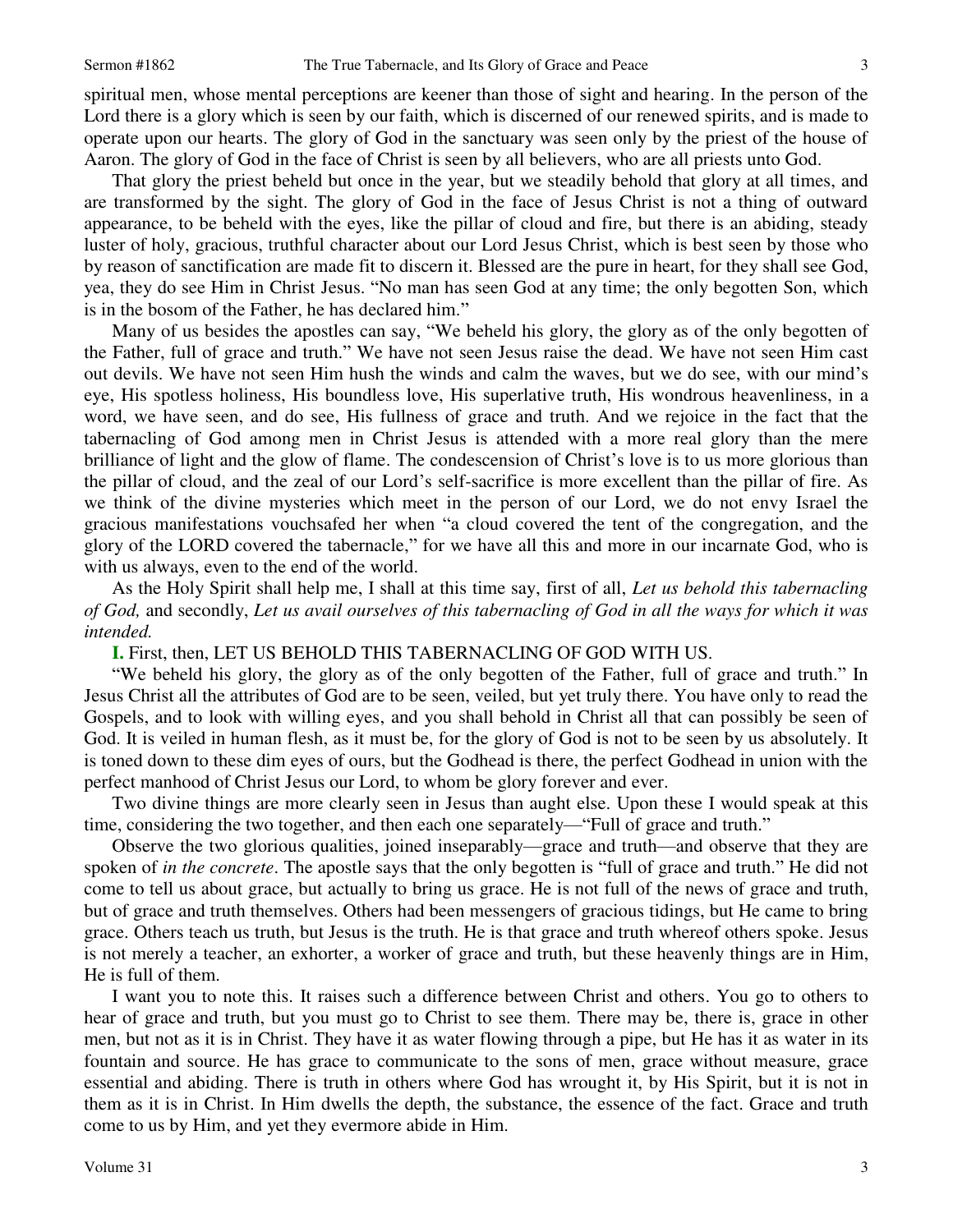spiritual men, whose mental perceptions are keener than those of sight and hearing. In the person of the Lord there is a glory which is seen by our faith, which is discerned of our renewed spirits, and is made to operate upon our hearts. The glory of God in the sanctuary was seen only by the priest of the house of Aaron. The glory of God in the face of Christ is seen by all believers, who are all priests unto God.

That glory the priest beheld but once in the year, but we steadily behold that glory at all times, and are transformed by the sight. The glory of God in the face of Jesus Christ is not a thing of outward appearance, to be beheld with the eyes, like the pillar of cloud and fire, but there is an abiding, steady luster of holy, gracious, truthful character about our Lord Jesus Christ, which is best seen by those who by reason of sanctification are made fit to discern it. Blessed are the pure in heart, for they shall see God, yea, they do see Him in Christ Jesus. "No man has seen God at any time; the only begotten Son, which is in the bosom of the Father, he has declared him."

Many of us besides the apostles can say, "We beheld his glory, the glory as of the only begotten of the Father, full of grace and truth." We have not seen Jesus raise the dead. We have not seen Him cast out devils. We have not seen Him hush the winds and calm the waves, but we do see, with our mind's eye, His spotless holiness, His boundless love, His superlative truth, His wondrous heavenliness, in a word, we have seen, and do see, His fullness of grace and truth. And we rejoice in the fact that the tabernacling of God among men in Christ Jesus is attended with a more real glory than the mere brilliance of light and the glow of flame. The condescension of Christ's love is to us more glorious than the pillar of cloud, and the zeal of our Lord's self-sacrifice is more excellent than the pillar of fire. As we think of the divine mysteries which meet in the person of our Lord, we do not envy Israel the gracious manifestations vouchsafed her when "a cloud covered the tent of the congregation, and the glory of the LORD covered the tabernacle," for we have all this and more in our incarnate God, who is with us always, even to the end of the world.

As the Holy Spirit shall help me, I shall at this time say, first of all, *Let us behold this tabernacling of God,* and secondly, *Let us avail ourselves of this tabernacling of God in all the ways for which it was intended.*

**I.** First, then, LET US BEHOLD THIS TABERNACLING OF GOD WITH US.

"We beheld his glory, the glory as of the only begotten of the Father, full of grace and truth." In Jesus Christ all the attributes of God are to be seen, veiled, but yet truly there. You have only to read the Gospels, and to look with willing eyes, and you shall behold in Christ all that can possibly be seen of God. It is veiled in human flesh, as it must be, for the glory of God is not to be seen by us absolutely. It is toned down to these dim eyes of ours, but the Godhead is there, the perfect Godhead in union with the perfect manhood of Christ Jesus our Lord, to whom be glory forever and ever.

Two divine things are more clearly seen in Jesus than aught else. Upon these I would speak at this time, considering the two together, and then each one separately—"Full of grace and truth."

Observe the two glorious qualities, joined inseparably—grace and truth—and observe that they are spoken of *in the concrete*. The apostle says that the only begotten is "full of grace and truth." He did not come to tell us about grace, but actually to bring us grace. He is not full of the news of grace and truth, but of grace and truth themselves. Others had been messengers of gracious tidings, but He came to bring grace. Others teach us truth, but Jesus is the truth. He is that grace and truth whereof others spoke. Jesus is not merely a teacher, an exhorter, a worker of grace and truth, but these heavenly things are in Him, He is full of them.

I want you to note this. It raises such a difference between Christ and others. You go to others to hear of grace and truth, but you must go to Christ to see them. There may be, there is, grace in other men, but not as it is in Christ. They have it as water flowing through a pipe, but He has it as water in its fountain and source. He has grace to communicate to the sons of men, grace without measure, grace essential and abiding. There is truth in others where God has wrought it, by His Spirit, but it is not in them as it is in Christ. In Him dwells the depth, the substance, the essence of the fact. Grace and truth come to us by Him, and yet they evermore abide in Him.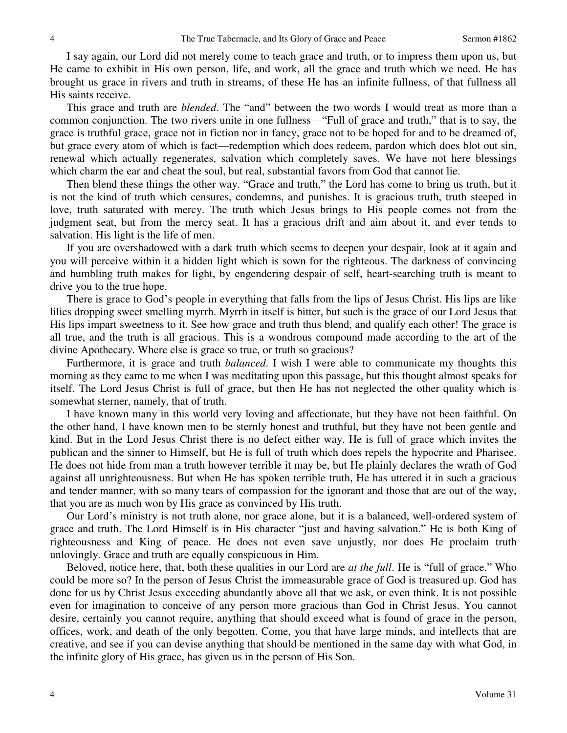I say again, our Lord did not merely come to teach grace and truth, or to impress them upon us, but He came to exhibit in His own person, life, and work, all the grace and truth which we need. He has brought us grace in rivers and truth in streams, of these He has an infinite fullness, of that fullness all His saints receive.

This grace and truth are *blended*. The "and" between the two words I would treat as more than a common conjunction. The two rivers unite in one fullness—"Full of grace and truth," that is to say, the grace is truthful grace, grace not in fiction nor in fancy, grace not to be hoped for and to be dreamed of, but grace every atom of which is fact—redemption which does redeem, pardon which does blot out sin, renewal which actually regenerates, salvation which completely saves. We have not here blessings which charm the ear and cheat the soul, but real, substantial favors from God that cannot lie.

Then blend these things the other way. "Grace and truth," the Lord has come to bring us truth, but it is not the kind of truth which censures, condemns, and punishes. It is gracious truth, truth steeped in love, truth saturated with mercy. The truth which Jesus brings to His people comes not from the judgment seat, but from the mercy seat. It has a gracious drift and aim about it, and ever tends to salvation. His light is the life of men.

If you are overshadowed with a dark truth which seems to deepen your despair, look at it again and you will perceive within it a hidden light which is sown for the righteous. The darkness of convincing and humbling truth makes for light, by engendering despair of self, heart-searching truth is meant to drive you to the true hope.

There is grace to God's people in everything that falls from the lips of Jesus Christ. His lips are like lilies dropping sweet smelling myrrh. Myrrh in itself is bitter, but such is the grace of our Lord Jesus that His lips impart sweetness to it. See how grace and truth thus blend, and qualify each other! The grace is all true, and the truth is all gracious. This is a wondrous compound made according to the art of the divine Apothecary. Where else is grace so true, or truth so gracious?

Furthermore, it is grace and truth *balanced*. I wish I were able to communicate my thoughts this morning as they came to me when I was meditating upon this passage, but this thought almost speaks for itself. The Lord Jesus Christ is full of grace, but then He has not neglected the other quality which is somewhat sterner, namely, that of truth.

I have known many in this world very loving and affectionate, but they have not been faithful. On the other hand, I have known men to be sternly honest and truthful, but they have not been gentle and kind. But in the Lord Jesus Christ there is no defect either way. He is full of grace which invites the publican and the sinner to Himself, but He is full of truth which does repels the hypocrite and Pharisee. He does not hide from man a truth however terrible it may be, but He plainly declares the wrath of God against all unrighteousness. But when He has spoken terrible truth, He has uttered it in such a gracious and tender manner, with so many tears of compassion for the ignorant and those that are out of the way, that you are as much won by His grace as convinced by His truth.

Our Lord's ministry is not truth alone, nor grace alone, but it is a balanced, well-ordered system of grace and truth. The Lord Himself is in His character "just and having salvation." He is both King of righteousness and King of peace. He does not even save unjustly, nor does He proclaim truth unlovingly. Grace and truth are equally conspicuous in Him.

Beloved, notice here, that, both these qualities in our Lord are *at the full*. He is "full of grace." Who could be more so? In the person of Jesus Christ the immeasurable grace of God is treasured up. God has done for us by Christ Jesus exceeding abundantly above all that we ask, or even think. It is not possible even for imagination to conceive of any person more gracious than God in Christ Jesus. You cannot desire, certainly you cannot require, anything that should exceed what is found of grace in the person, offices, work, and death of the only begotten. Come, you that have large minds, and intellects that are creative, and see if you can devise anything that should be mentioned in the same day with what God, in the infinite glory of His grace, has given us in the person of His Son.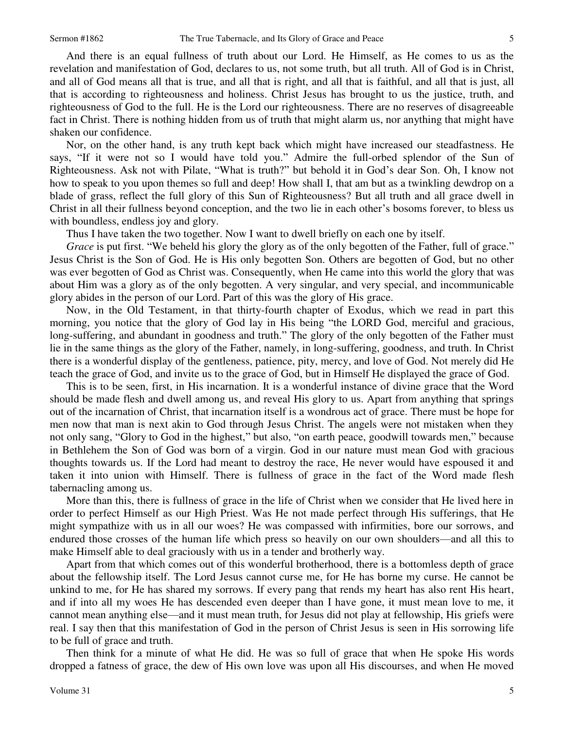And there is an equal fullness of truth about our Lord. He Himself, as He comes to us as the revelation and manifestation of God, declares to us, not some truth, but all truth. All of God is in Christ, and all of God means all that is true, and all that is right, and all that is faithful, and all that is just, all that is according to righteousness and holiness. Christ Jesus has brought to us the justice, truth, and righteousness of God to the full. He is the Lord our righteousness. There are no reserves of disagreeable fact in Christ. There is nothing hidden from us of truth that might alarm us, nor anything that might have shaken our confidence.

Nor, on the other hand, is any truth kept back which might have increased our steadfastness. He says, "If it were not so I would have told you." Admire the full-orbed splendor of the Sun of Righteousness. Ask not with Pilate, "What is truth?" but behold it in God's dear Son. Oh, I know not how to speak to you upon themes so full and deep! How shall I, that am but as a twinkling dewdrop on a blade of grass, reflect the full glory of this Sun of Righteousness? But all truth and all grace dwell in Christ in all their fullness beyond conception, and the two lie in each other's bosoms forever, to bless us with boundless, endless joy and glory.

Thus I have taken the two together. Now I want to dwell briefly on each one by itself.

*Grace* is put first. "We beheld his glory the glory as of the only begotten of the Father, full of grace." Jesus Christ is the Son of God. He is His only begotten Son. Others are begotten of God, but no other was ever begotten of God as Christ was. Consequently, when He came into this world the glory that was about Him was a glory as of the only begotten. A very singular, and very special, and incommunicable glory abides in the person of our Lord. Part of this was the glory of His grace.

Now, in the Old Testament, in that thirty-fourth chapter of Exodus, which we read in part this morning, you notice that the glory of God lay in His being "the LORD God, merciful and gracious, long-suffering, and abundant in goodness and truth." The glory of the only begotten of the Father must lie in the same things as the glory of the Father, namely, in long-suffering, goodness, and truth. In Christ there is a wonderful display of the gentleness, patience, pity, mercy, and love of God. Not merely did He teach the grace of God, and invite us to the grace of God, but in Himself He displayed the grace of God.

This is to be seen, first, in His incarnation. It is a wonderful instance of divine grace that the Word should be made flesh and dwell among us, and reveal His glory to us. Apart from anything that springs out of the incarnation of Christ, that incarnation itself is a wondrous act of grace. There must be hope for men now that man is next akin to God through Jesus Christ. The angels were not mistaken when they not only sang, "Glory to God in the highest," but also, "on earth peace, goodwill towards men," because in Bethlehem the Son of God was born of a virgin. God in our nature must mean God with gracious thoughts towards us. If the Lord had meant to destroy the race, He never would have espoused it and taken it into union with Himself. There is fullness of grace in the fact of the Word made flesh tabernacling among us.

More than this, there is fullness of grace in the life of Christ when we consider that He lived here in order to perfect Himself as our High Priest. Was He not made perfect through His sufferings, that He might sympathize with us in all our woes? He was compassed with infirmities, bore our sorrows, and endured those crosses of the human life which press so heavily on our own shoulders—and all this to make Himself able to deal graciously with us in a tender and brotherly way.

Apart from that which comes out of this wonderful brotherhood, there is a bottomless depth of grace about the fellowship itself. The Lord Jesus cannot curse me, for He has borne my curse. He cannot be unkind to me, for He has shared my sorrows. If every pang that rends my heart has also rent His heart, and if into all my woes He has descended even deeper than I have gone, it must mean love to me, it cannot mean anything else—and it must mean truth, for Jesus did not play at fellowship, His griefs were real. I say then that this manifestation of God in the person of Christ Jesus is seen in His sorrowing life to be full of grace and truth.

Then think for a minute of what He did. He was so full of grace that when He spoke His words dropped a fatness of grace, the dew of His own love was upon all His discourses, and when He moved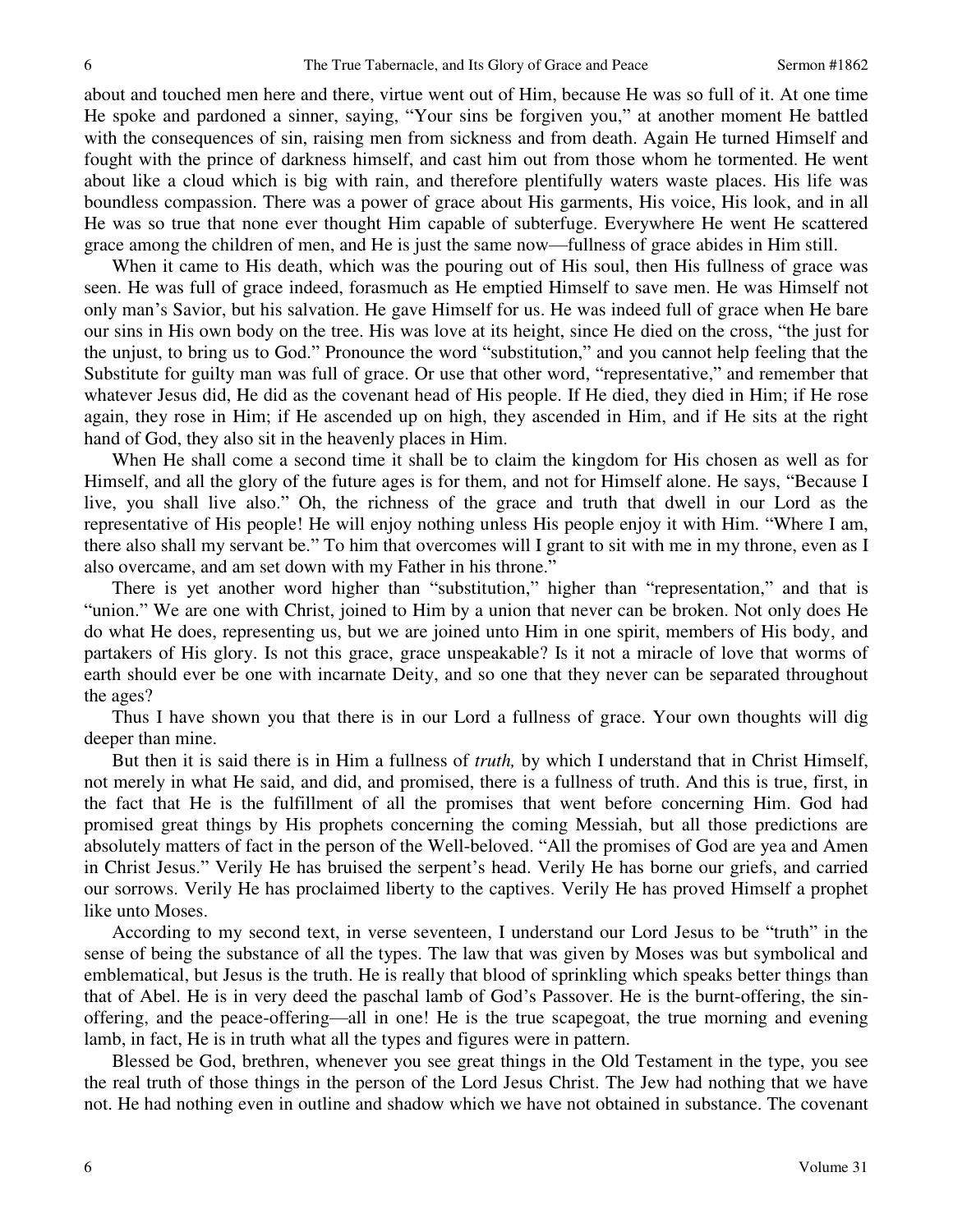about and touched men here and there, virtue went out of Him, because He was so full of it. At one time He spoke and pardoned a sinner, saying, "Your sins be forgiven you," at another moment He battled with the consequences of sin, raising men from sickness and from death. Again He turned Himself and fought with the prince of darkness himself, and cast him out from those whom he tormented. He went about like a cloud which is big with rain, and therefore plentifully waters waste places. His life was boundless compassion. There was a power of grace about His garments, His voice, His look, and in all He was so true that none ever thought Him capable of subterfuge. Everywhere He went He scattered grace among the children of men, and He is just the same now—fullness of grace abides in Him still.

When it came to His death, which was the pouring out of His soul, then His fullness of grace was seen. He was full of grace indeed, forasmuch as He emptied Himself to save men. He was Himself not only man's Savior, but his salvation. He gave Himself for us. He was indeed full of grace when He bare our sins in His own body on the tree. His was love at its height, since He died on the cross, "the just for the unjust, to bring us to God." Pronounce the word "substitution," and you cannot help feeling that the Substitute for guilty man was full of grace. Or use that other word, "representative," and remember that whatever Jesus did, He did as the covenant head of His people. If He died, they died in Him; if He rose again, they rose in Him; if He ascended up on high, they ascended in Him, and if He sits at the right hand of God, they also sit in the heavenly places in Him.

When He shall come a second time it shall be to claim the kingdom for His chosen as well as for Himself, and all the glory of the future ages is for them, and not for Himself alone. He says, "Because I live, you shall live also." Oh, the richness of the grace and truth that dwell in our Lord as the representative of His people! He will enjoy nothing unless His people enjoy it with Him. "Where I am, there also shall my servant be." To him that overcomes will I grant to sit with me in my throne, even as I also overcame, and am set down with my Father in his throne."

There is yet another word higher than "substitution," higher than "representation," and that is "union." We are one with Christ, joined to Him by a union that never can be broken. Not only does He do what He does, representing us, but we are joined unto Him in one spirit, members of His body, and partakers of His glory. Is not this grace, grace unspeakable? Is it not a miracle of love that worms of earth should ever be one with incarnate Deity, and so one that they never can be separated throughout the ages?

Thus I have shown you that there is in our Lord a fullness of grace. Your own thoughts will dig deeper than mine.

But then it is said there is in Him a fullness of *truth,* by which I understand that in Christ Himself, not merely in what He said, and did, and promised, there is a fullness of truth. And this is true, first, in the fact that He is the fulfillment of all the promises that went before concerning Him. God had promised great things by His prophets concerning the coming Messiah, but all those predictions are absolutely matters of fact in the person of the Well-beloved. "All the promises of God are yea and Amen in Christ Jesus." Verily He has bruised the serpent's head. Verily He has borne our griefs, and carried our sorrows. Verily He has proclaimed liberty to the captives. Verily He has proved Himself a prophet like unto Moses.

According to my second text, in verse seventeen, I understand our Lord Jesus to be "truth" in the sense of being the substance of all the types. The law that was given by Moses was but symbolical and emblematical, but Jesus is the truth. He is really that blood of sprinkling which speaks better things than that of Abel. He is in very deed the paschal lamb of God's Passover. He is the burnt-offering, the sin-offering, and the peace-offering—all in one! He is the true scapegoat, the true morning and evening lamb, in fact, He is in truth what all the types and figures were in pattern.

Blessed be God, brethren, whenever you see great things in the Old Testament in the type, you see the real truth of those things in the person of the Lord Jesus Christ. The Jew had nothing that we have not. He had nothing even in outline and shadow which we have not obtained in substance. The covenant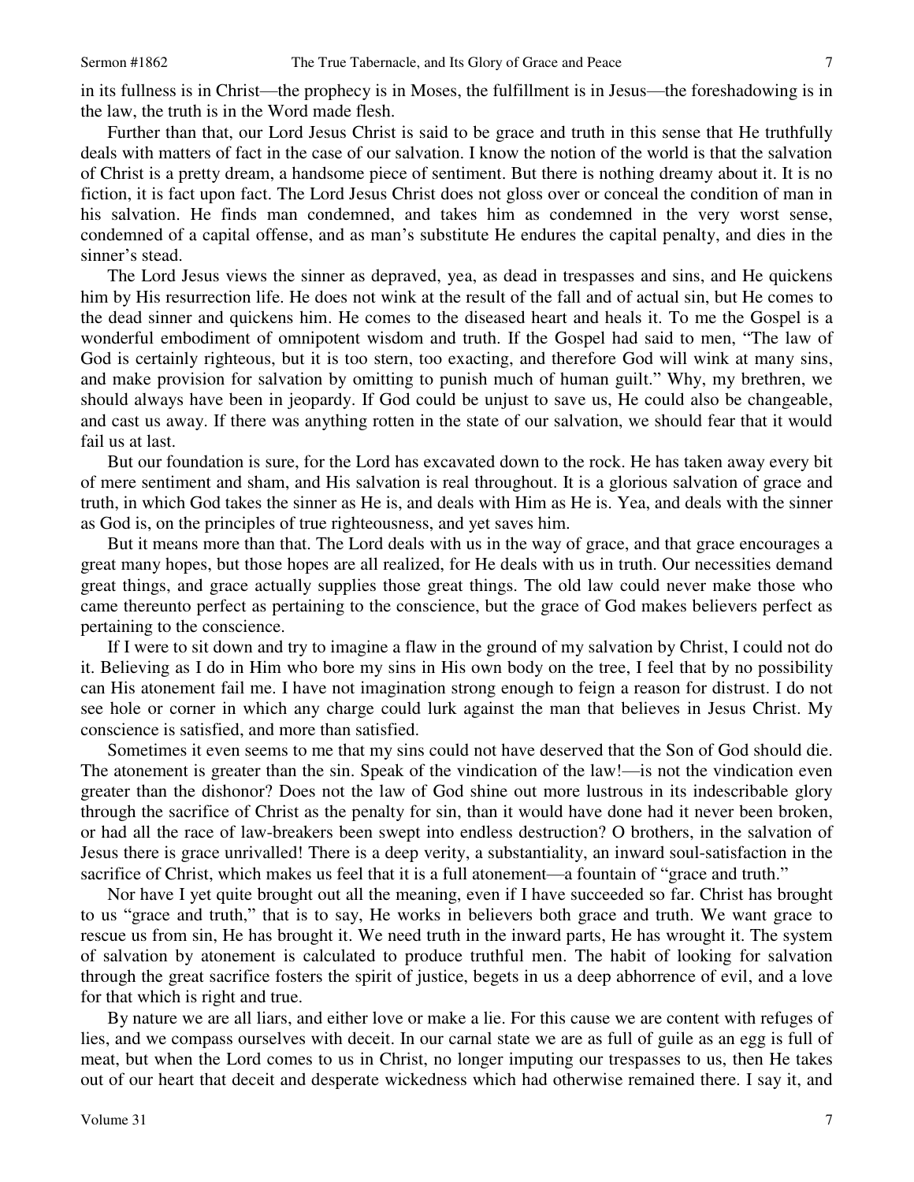in its fullness is in Christ—the prophecy is in Moses, the fulfillment is in Jesus—the foreshadowing is in the law, the truth is in the Word made flesh.

Further than that, our Lord Jesus Christ is said to be grace and truth in this sense that He truthfully deals with matters of fact in the case of our salvation. I know the notion of the world is that the salvation of Christ is a pretty dream, a handsome piece of sentiment. But there is nothing dreamy about it. It is no fiction, it is fact upon fact. The Lord Jesus Christ does not gloss over or conceal the condition of man in his salvation. He finds man condemned, and takes him as condemned in the very worst sense, condemned of a capital offense, and as man's substitute He endures the capital penalty, and dies in the sinner's stead.

The Lord Jesus views the sinner as depraved, yea, as dead in trespasses and sins, and He quickens him by His resurrection life. He does not wink at the result of the fall and of actual sin, but He comes to the dead sinner and quickens him. He comes to the diseased heart and heals it. To me the Gospel is a wonderful embodiment of omnipotent wisdom and truth. If the Gospel had said to men, "The law of God is certainly righteous, but it is too stern, too exacting, and therefore God will wink at many sins, and make provision for salvation by omitting to punish much of human guilt." Why, my brethren, we should always have been in jeopardy. If God could be unjust to save us, He could also be changeable, and cast us away. If there was anything rotten in the state of our salvation, we should fear that it would fail us at last.

But our foundation is sure, for the Lord has excavated down to the rock. He has taken away every bit of mere sentiment and sham, and His salvation is real throughout. It is a glorious salvation of grace and truth, in which God takes the sinner as He is, and deals with Him as He is. Yea, and deals with the sinner as God is, on the principles of true righteousness, and yet saves him.

But it means more than that. The Lord deals with us in the way of grace, and that grace encourages a great many hopes, but those hopes are all realized, for He deals with us in truth. Our necessities demand great things, and grace actually supplies those great things. The old law could never make those who came thereunto perfect as pertaining to the conscience, but the grace of God makes believers perfect as pertaining to the conscience.

If I were to sit down and try to imagine a flaw in the ground of my salvation by Christ, I could not do it. Believing as I do in Him who bore my sins in His own body on the tree, I feel that by no possibility can His atonement fail me. I have not imagination strong enough to feign a reason for distrust. I do not see hole or corner in which any charge could lurk against the man that believes in Jesus Christ. My conscience is satisfied, and more than satisfied.

Sometimes it even seems to me that my sins could not have deserved that the Son of God should die. The atonement is greater than the sin. Speak of the vindication of the law!—is not the vindication even greater than the dishonor? Does not the law of God shine out more lustrous in its indescribable glory through the sacrifice of Christ as the penalty for sin, than it would have done had it never been broken, or had all the race of law-breakers been swept into endless destruction? O brothers, in the salvation of Jesus there is grace unrivalled! There is a deep verity, a substantiality, an inward soul-satisfaction in the sacrifice of Christ, which makes us feel that it is a full atonement—a fountain of "grace and truth."

Nor have I yet quite brought out all the meaning, even if I have succeeded so far. Christ has brought to us "grace and truth," that is to say, He works in believers both grace and truth. We want grace to rescue us from sin, He has brought it. We need truth in the inward parts, He has wrought it. The system of salvation by atonement is calculated to produce truthful men. The habit of looking for salvation through the great sacrifice fosters the spirit of justice, begets in us a deep abhorrence of evil, and a love for that which is right and true.

By nature we are all liars, and either love or make a lie. For this cause we are content with refuges of lies, and we compass ourselves with deceit. In our carnal state we are as full of guile as an egg is full of meat, but when the Lord comes to us in Christ, no longer imputing our trespasses to us, then He takes out of our heart that deceit and desperate wickedness which had otherwise remained there. I say it, and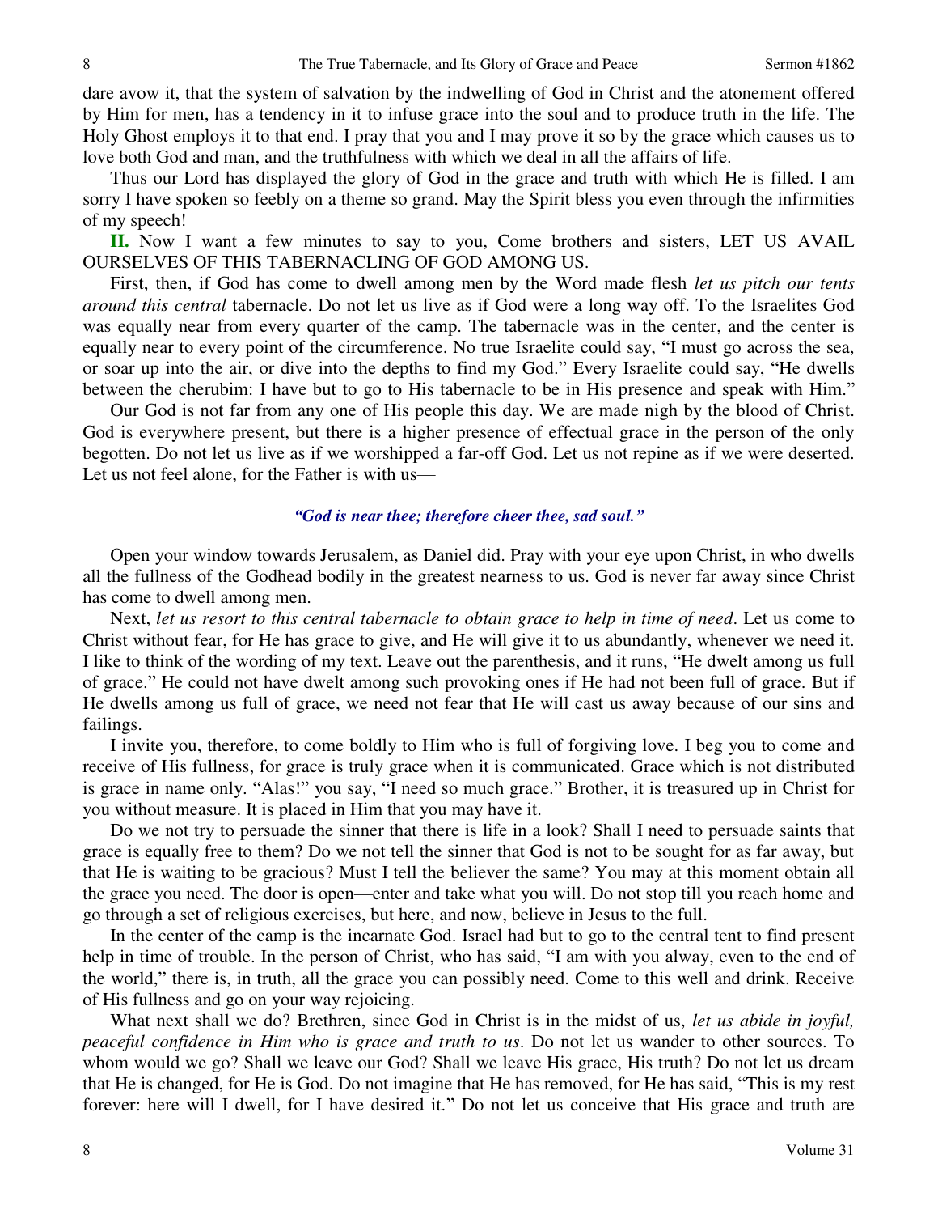dare avow it, that the system of salvation by the indwelling of God in Christ and the atonement offered by Him for men, has a tendency in it to infuse grace into the soul and to produce truth in the life. The Holy Ghost employs it to that end. I pray that you and I may prove it so by the grace which causes us to love both God and man, and the truthfulness with which we deal in all the affairs of life.

Thus our Lord has displayed the glory of God in the grace and truth with which He is filled. I am sorry I have spoken so feebly on a theme so grand. May the Spirit bless you even through the infirmities of my speech!

**II.** Now I want a few minutes to say to you, Come brothers and sisters, LET US AVAIL OURSELVES OF THIS TABERNACLING OF GOD AMONG US.

First, then, if God has come to dwell among men by the Word made flesh *let us pitch our tents around this central* tabernacle. Do not let us live as if God were a long way off. To the Israelites God was equally near from every quarter of the camp. The tabernacle was in the center, and the center is equally near to every point of the circumference. No true Israelite could say, "I must go across the sea, or soar up into the air, or dive into the depths to find my God." Every Israelite could say, "He dwells between the cherubim: I have but to go to His tabernacle to be in His presence and speak with Him."

Our God is not far from any one of His people this day. We are made nigh by the blood of Christ. God is everywhere present, but there is a higher presence of effectual grace in the person of the only begotten. Do not let us live as if we worshipped a far-off God. Let us not repine as if we were deserted. Let us not feel alone, for the Father is with us—

***"God is near thee; therefore cheer thee, sad soul."***

Open your window towards Jerusalem, as Daniel did. Pray with your eye upon Christ, in who dwells all the fullness of the Godhead bodily in the greatest nearness to us. God is never far away since Christ has come to dwell among men.

Next, *let us resort to this central tabernacle to obtain grace to help in time of need*. Let us come to Christ without fear, for He has grace to give, and He will give it to us abundantly, whenever we need it. I like to think of the wording of my text. Leave out the parenthesis, and it runs, "He dwelt among us full of grace." He could not have dwelt among such provoking ones if He had not been full of grace. But if He dwells among us full of grace, we need not fear that He will cast us away because of our sins and failings.

I invite you, therefore, to come boldly to Him who is full of forgiving love. I beg you to come and receive of His fullness, for grace is truly grace when it is communicated. Grace which is not distributed is grace in name only. "Alas!" you say, "I need so much grace." Brother, it is treasured up in Christ for you without measure. It is placed in Him that you may have it.

Do we not try to persuade the sinner that there is life in a look? Shall I need to persuade saints that grace is equally free to them? Do we not tell the sinner that God is not to be sought for as far away, but that He is waiting to be gracious? Must I tell the believer the same? You may at this moment obtain all the grace you need. The door is open—enter and take what you will. Do not stop till you reach home and go through a set of religious exercises, but here, and now, believe in Jesus to the full.

In the center of the camp is the incarnate God. Israel had but to go to the central tent to find present help in time of trouble. In the person of Christ, who has said, "I am with you alway, even to the end of the world," there is, in truth, all the grace you can possibly need. Come to this well and drink. Receive of His fullness and go on your way rejoicing.

What next shall we do? Brethren, since God in Christ is in the midst of us, *let us abide in joyful, peaceful confidence in Him who is grace and truth to us*. Do not let us wander to other sources. To whom would we go? Shall we leave our God? Shall we leave His grace, His truth? Do not let us dream that He is changed, for He is God. Do not imagine that He has removed, for He has said, "This is my rest forever: here will I dwell, for I have desired it." Do not let us conceive that His grace and truth are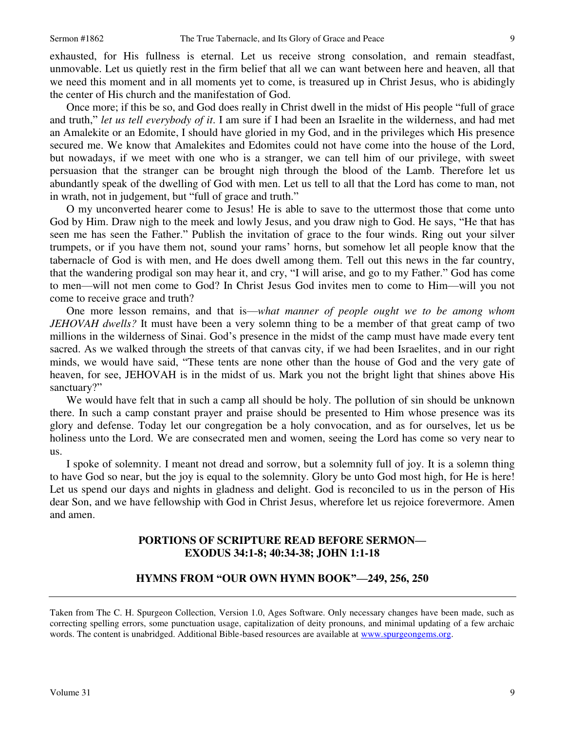exhausted, for His fullness is eternal. Let us receive strong consolation, and remain steadfast, unmovable. Let us quietly rest in the firm belief that all we can want between here and heaven, all that we need this moment and in all moments yet to come, is treasured up in Christ Jesus, who is abidingly the center of His church and the manifestation of God.

Once more; if this be so, and God does really in Christ dwell in the midst of His people "full of grace and truth," *let us tell everybody of it*. I am sure if I had been an Israelite in the wilderness, and had met an Amalekite or an Edomite, I should have gloried in my God, and in the privileges which His presence secured me. We know that Amalekites and Edomites could not have come into the house of the Lord, but nowadays, if we meet with one who is a stranger, we can tell him of our privilege, with sweet persuasion that the stranger can be brought nigh through the blood of the Lamb. Therefore let us abundantly speak of the dwelling of God with men. Let us tell to all that the Lord has come to man, not in wrath, not in judgement, but "full of grace and truth."

O my unconverted hearer come to Jesus! He is able to save to the uttermost those that come unto God by Him. Draw nigh to the meek and lowly Jesus, and you draw nigh to God. He says, "He that has seen me has seen the Father." Publish the invitation of grace to the four winds. Ring out your silver trumpets, or if you have them not, sound your rams' horns, but somehow let all people know that the tabernacle of God is with men, and He does dwell among them. Tell out this news in the far country, that the wandering prodigal son may hear it, and cry, "I will arise, and go to my Father." God has come to men—will not men come to God? In Christ Jesus God invites men to come to Him—will you not come to receive grace and truth?

One more lesson remains, and that is—*what manner of people ought we to be among whom JEHOVAH dwells?* It must have been a very solemn thing to be a member of that great camp of two millions in the wilderness of Sinai. God's presence in the midst of the camp must have made every tent sacred. As we walked through the streets of that canvas city, if we had been Israelites, and in our right minds, we would have said, "These tents are none other than the house of God and the very gate of heaven, for see, JEHOVAH is in the midst of us. Mark you not the bright light that shines above His sanctuary?"

We would have felt that in such a camp all should be holy. The pollution of sin should be unknown there. In such a camp constant prayer and praise should be presented to Him whose presence was its glory and defense. Today let our congregation be a holy convocation, and as for ourselves, let us be holiness unto the Lord. We are consecrated men and women, seeing the Lord has come so very near to us.

I spoke of solemnity. I meant not dread and sorrow, but a solemnity full of joy. It is a solemn thing to have God so near, but the joy is equal to the solemnity. Glory be unto God most high, for He is here! Let us spend our days and nights in gladness and delight. God is reconciled to us in the person of His dear Son, and we have fellowship with God in Christ Jesus, wherefore let us rejoice forevermore. Amen and amen.

## PORTIONS OF SCRIPTURE READ BEFORE SERMON—EXODUS 34:1-8; 40:34-38; JOHN 1:1-18

## HYMNS FROM "OUR OWN HYMN BOOK"—249, 256, 250

---

Taken from The C. H. Spurgeon Collection, Version 1.0, Ages Software. Only necessary changes have been made, such as correcting spelling errors, some punctuation usage, capitalization of deity pronouns, and minimal updating of a few archaic words. The content is unabridged. Additional Bible-based resources are available at www.spurgeongems.org.